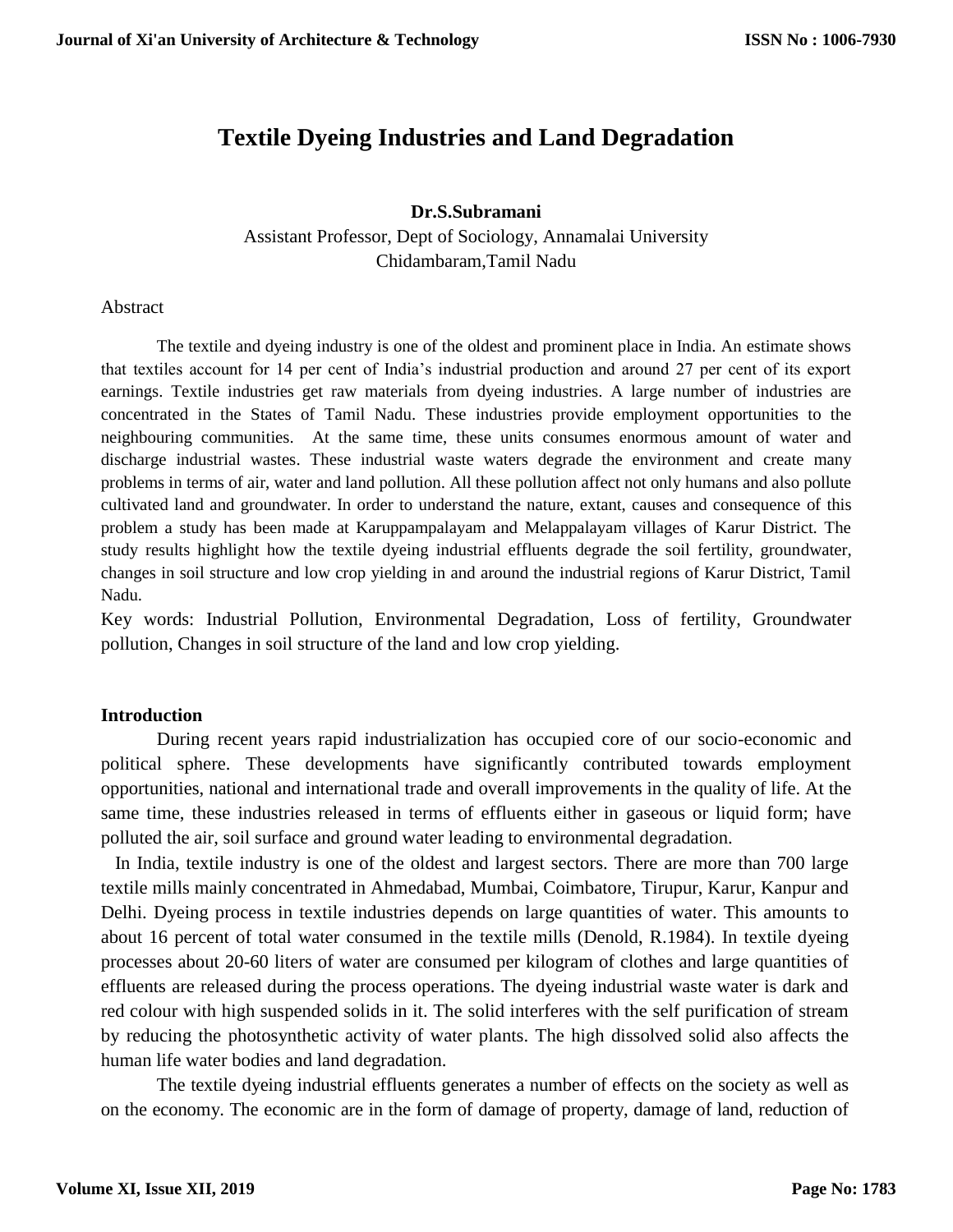# Textile Dyeing Industries and Land Degradation

**Dr.S.Subramani**

Assistant Professor, Dept of Sociology, Annamalai University
Chidambaram,Tamil Nadu

Abstract

The textile and dyeing industry is one of the oldest and prominent place in India. An estimate shows that textiles account for 14 per cent of India's industrial production and around 27 per cent of its export earnings. Textile industries get raw materials from dyeing industries. A large number of industries are concentrated in the States of Tamil Nadu. These industries provide employment opportunities to the neighbouring communities. At the same time, these units consumes enormous amount of water and discharge industrial wastes. These industrial waste waters degrade the environment and create many problems in terms of air, water and land pollution. All these pollution affect not only humans and also pollute cultivated land and groundwater. In order to understand the nature, extant, causes and consequence of this problem a study has been made at Karuppampalayam and Melappalayam villages of Karur District. The study results highlight how the textile dyeing industrial effluents degrade the soil fertility, groundwater, changes in soil structure and low crop yielding in and around the industrial regions of Karur District, Tamil Nadu.

Key words: Industrial Pollution, Environmental Degradation, Loss of fertility, Groundwater pollution, Changes in soil structure of the land and low crop yielding.

## Introduction

During recent years rapid industrialization has occupied core of our socio-economic and political sphere. These developments have significantly contributed towards employment opportunities, national and international trade and overall improvements in the quality of life. At the same time, these industries released in terms of effluents either in gaseous or liquid form; have polluted the air, soil surface and ground water leading to environmental degradation.

In India, textile industry is one of the oldest and largest sectors. There are more than 700 large textile mills mainly concentrated in Ahmedabad, Mumbai, Coimbatore, Tirupur, Karur, Kanpur and Delhi. Dyeing process in textile industries depends on large quantities of water. This amounts to about 16 percent of total water consumed in the textile mills (Denold, R.1984). In textile dyeing processes about 20-60 liters of water are consumed per kilogram of clothes and large quantities of effluents are released during the process operations. The dyeing industrial waste water is dark and red colour with high suspended solids in it. The solid interferes with the self purification of stream by reducing the photosynthetic activity of water plants. The high dissolved solid also affects the human life water bodies and land degradation.

The textile dyeing industrial effluents generates a number of effects on the society as well as on the economy. The economic are in the form of damage of property, damage of land, reduction of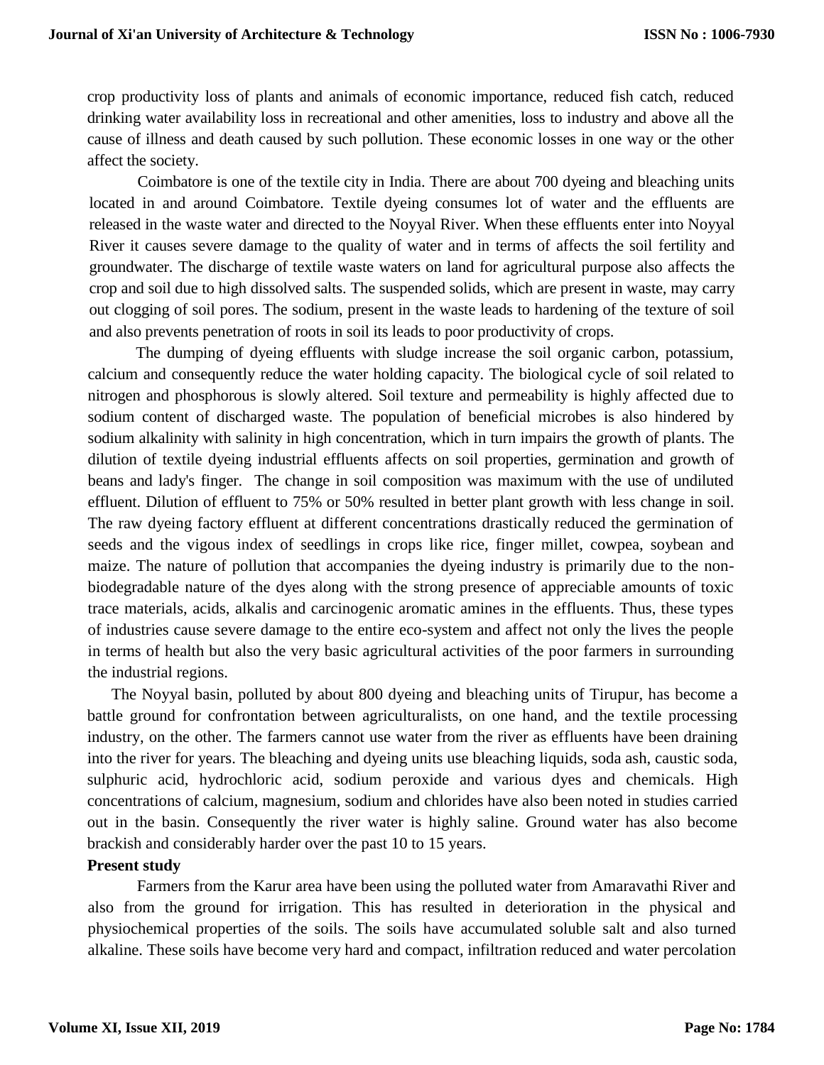crop productivity loss of plants and animals of economic importance, reduced fish catch, reduced drinking water availability loss in recreational and other amenities, loss to industry and above all the cause of illness and death caused by such pollution. These economic losses in one way or the other affect the society.

Coimbatore is one of the textile city in India. There are about 700 dyeing and bleaching units located in and around Coimbatore. Textile dyeing consumes lot of water and the effluents are released in the waste water and directed to the Noyyal River. When these effluents enter into Noyyal River it causes severe damage to the quality of water and in terms of affects the soil fertility and groundwater. The discharge of textile waste waters on land for agricultural purpose also affects the crop and soil due to high dissolved salts. The suspended solids, which are present in waste, may carry out clogging of soil pores. The sodium, present in the waste leads to hardening of the texture of soil and also prevents penetration of roots in soil its leads to poor productivity of crops.

The dumping of dyeing effluents with sludge increase the soil organic carbon, potassium, calcium and consequently reduce the water holding capacity. The biological cycle of soil related to nitrogen and phosphorous is slowly altered. Soil texture and permeability is highly affected due to sodium content of discharged waste. The population of beneficial microbes is also hindered by sodium alkalinity with salinity in high concentration, which in turn impairs the growth of plants. The dilution of textile dyeing industrial effluents affects on soil properties, germination and growth of beans and lady's finger. The change in soil composition was maximum with the use of undiluted effluent. Dilution of effluent to 75% or 50% resulted in better plant growth with less change in soil. The raw dyeing factory effluent at different concentrations drastically reduced the germination of seeds and the vigous index of seedlings in crops like rice, finger millet, cowpea, soybean and maize. The nature of pollution that accompanies the dyeing industry is primarily due to the non-biodegradable nature of the dyes along with the strong presence of appreciable amounts of toxic trace materials, acids, alkalis and carcinogenic aromatic amines in the effluents. Thus, these types of industries cause severe damage to the entire eco-system and affect not only the lives the people in terms of health but also the very basic agricultural activities of the poor farmers in surrounding the industrial regions.

The Noyyal basin, polluted by about 800 dyeing and bleaching units of Tirupur, has become a battle ground for confrontation between agriculturalists, on one hand, and the textile processing industry, on the other. The farmers cannot use water from the river as effluents have been draining into the river for years. The bleaching and dyeing units use bleaching liquids, soda ash, caustic soda, sulphuric acid, hydrochloric acid, sodium peroxide and various dyes and chemicals. High concentrations of calcium, magnesium, sodium and chlorides have also been noted in studies carried out in the basin. Consequently the river water is highly saline. Ground water has also become brackish and considerably harder over the past 10 to 15 years.

**Present study**

Farmers from the Karur area have been using the polluted water from Amaravathi River and also from the ground for irrigation. This has resulted in deterioration in the physical and physiochemical properties of the soils. The soils have accumulated soluble salt and also turned alkaline. These soils have become very hard and compact, infiltration reduced and water percolation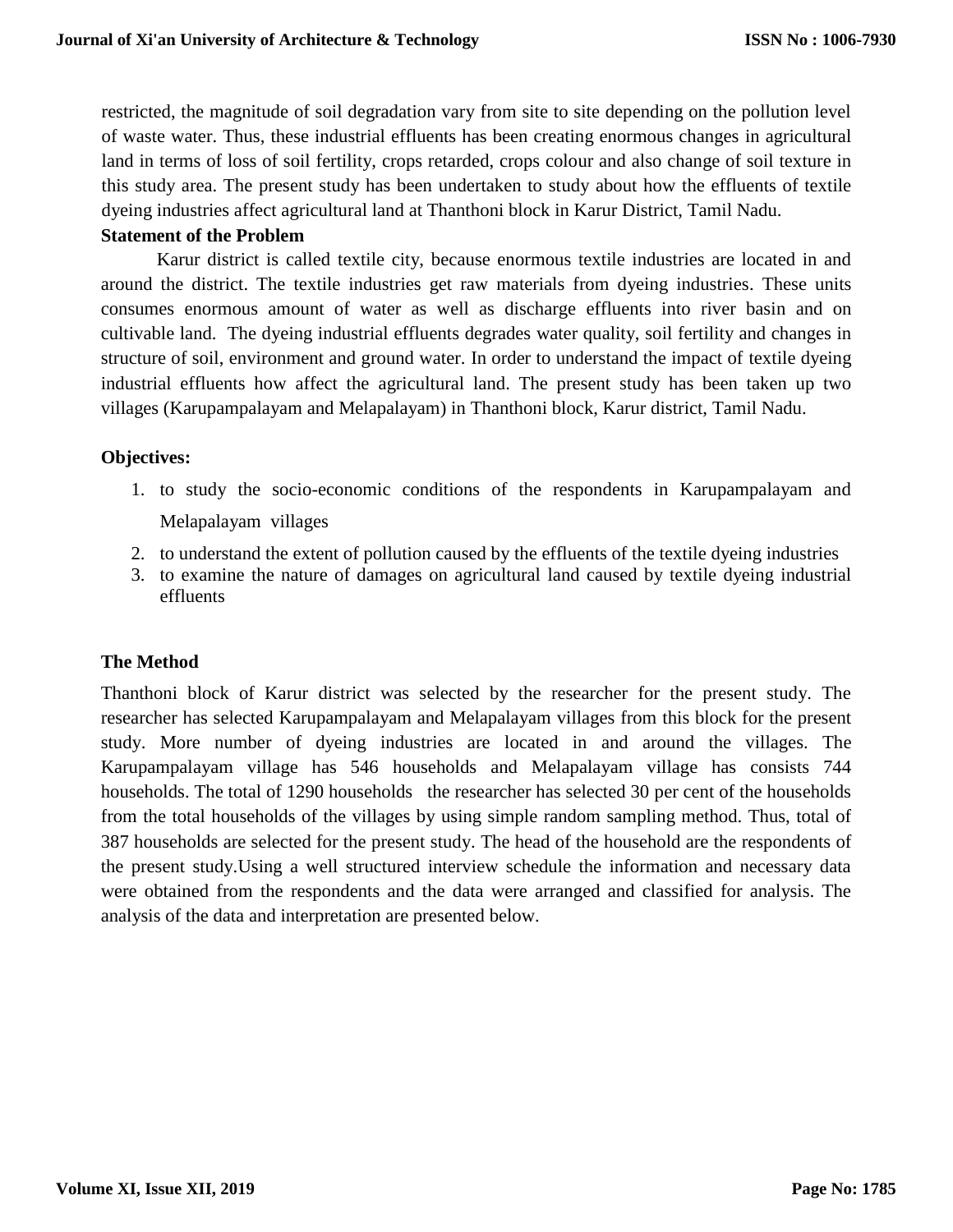restricted, the magnitude of soil degradation vary from site to site depending on the pollution level of waste water. Thus, these industrial effluents has been creating enormous changes in agricultural land in terms of loss of soil fertility, crops retarded, crops colour and also change of soil texture in this study area. The present study has been undertaken to study about how the effluents of textile dyeing industries affect agricultural land at Thanthoni block in Karur District, Tamil Nadu.

**Statement of the Problem**

Karur district is called textile city, because enormous textile industries are located in and around the district. The textile industries get raw materials from dyeing industries. These units consumes enormous amount of water as well as discharge effluents into river basin and on cultivable land. The dyeing industrial effluents degrades water quality, soil fertility and changes in structure of soil, environment and ground water. In order to understand the impact of textile dyeing industrial effluents how affect the agricultural land. The present study has been taken up two villages (Karupampalayam and Melapalayam) in Thanthoni block, Karur district, Tamil Nadu.

**Objectives:**

1. to study the socio-economic conditions of the respondents in Karupampalayam and Melapalayam villages
2. to understand the extent of pollution caused by the effluents of the textile dyeing industries
3. to examine the nature of damages on agricultural land caused by textile dyeing industrial effluents

**The Method**

Thanthoni block of Karur district was selected by the researcher for the present study. The researcher has selected Karupampalayam and Melapalayam villages from this block for the present study. More number of dyeing industries are located in and around the villages. The Karupampalayam village has 546 households and Melapalayam village has consists 744 households. The total of 1290 households the researcher has selected 30 per cent of the households from the total households of the villages by using simple random sampling method. Thus, total of 387 households are selected for the present study. The head of the household are the respondents of the present study.Using a well structured interview schedule the information and necessary data were obtained from the respondents and the data were arranged and classified for analysis. The analysis of the data and interpretation are presented below.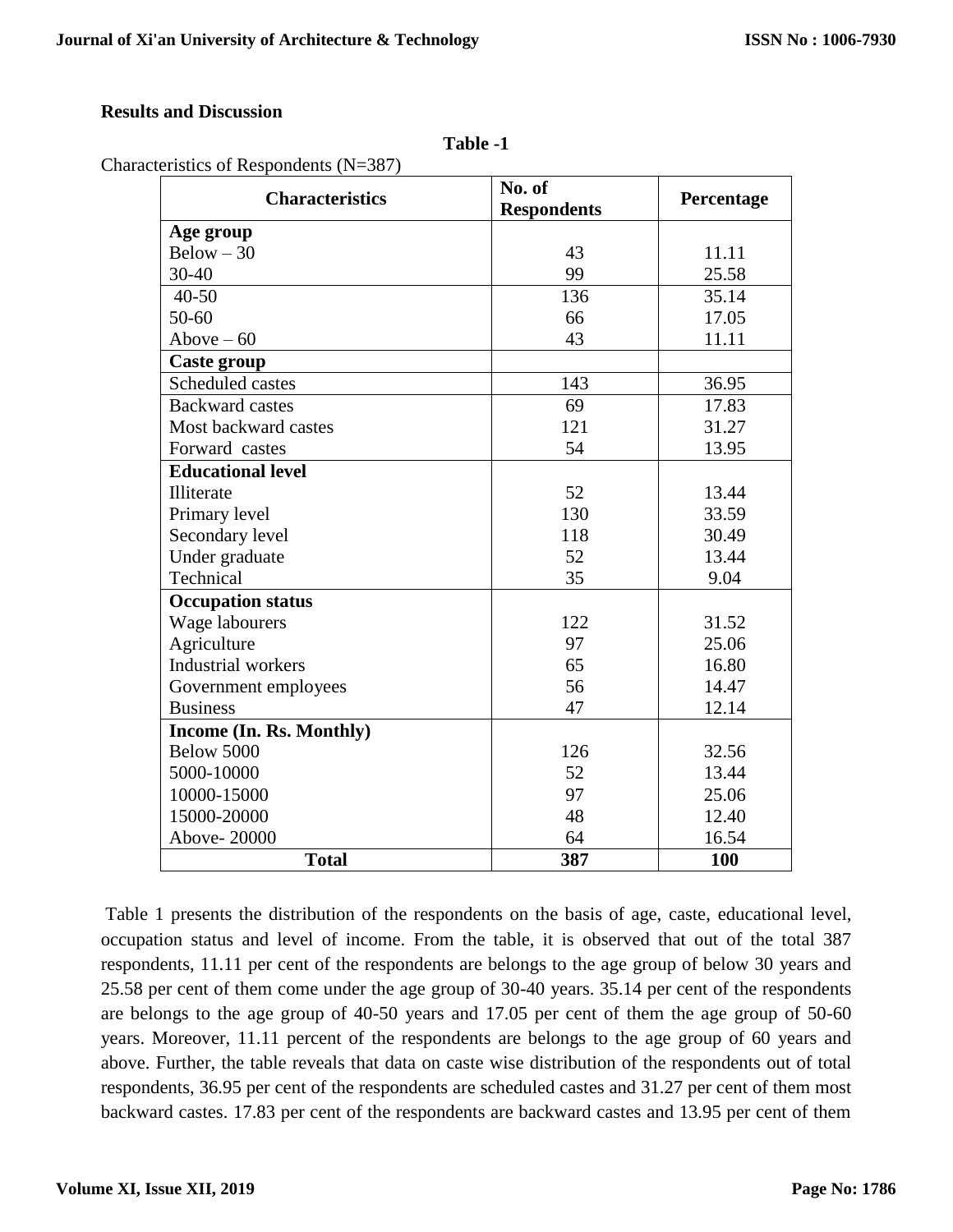## Results and Discussion

**Table -1**

Characteristics of Respondents (N=387)

| Characteristics | No. of Respondents | Percentage |
|---|---|---|
| **Age group** | | |
| Below – 30 | 43 | 11.11 |
| 30-40 | 99 | 25.58 |
| 40-50 | 136 | 35.14 |
| 50-60 | 66 | 17.05 |
| Above – 60 | 43 | 11.11 |
| **Caste group** | | |
| Scheduled castes | 143 | 36.95 |
| Backward castes | 69 | 17.83 |
| Most backward castes | 121 | 31.27 |
| Forward castes | 54 | 13.95 |
| **Educational level** | | |
| Illiterate | 52 | 13.44 |
| Primary level | 130 | 33.59 |
| Secondary level | 118 | 30.49 |
| Under graduate | 52 | 13.44 |
| Technical | 35 | 9.04 |
| **Occupation status** | | |
| Wage labourers | 122 | 31.52 |
| Agriculture | 97 | 25.06 |
| Industrial workers | 65 | 16.80 |
| Government employees | 56 | 14.47 |
| Business | 47 | 12.14 |
| **Income (In. Rs. Monthly)** | | |
| Below 5000 | 126 | 32.56 |
| 5000-10000 | 52 | 13.44 |
| 10000-15000 | 97 | 25.06 |
| 15000-20000 | 48 | 12.40 |
| Above- 20000 | 64 | 16.54 |
| **Total** | **387** | **100** |

Table 1 presents the distribution of the respondents on the basis of age, caste, educational level, occupation status and level of income. From the table, it is observed that out of the total 387 respondents, 11.11 per cent of the respondents are belongs to the age group of below 30 years and 25.58 per cent of them come under the age group of 30-40 years. 35.14 per cent of the respondents are belongs to the age group of 40-50 years and 17.05 per cent of them the age group of 50-60 years. Moreover, 11.11 percent of the respondents are belongs to the age group of 60 years and above. Further, the table reveals that data on caste wise distribution of the respondents out of total respondents, 36.95 per cent of the respondents are scheduled castes and 31.27 per cent of them most backward castes. 17.83 per cent of the respondents are backward castes and 13.95 per cent of them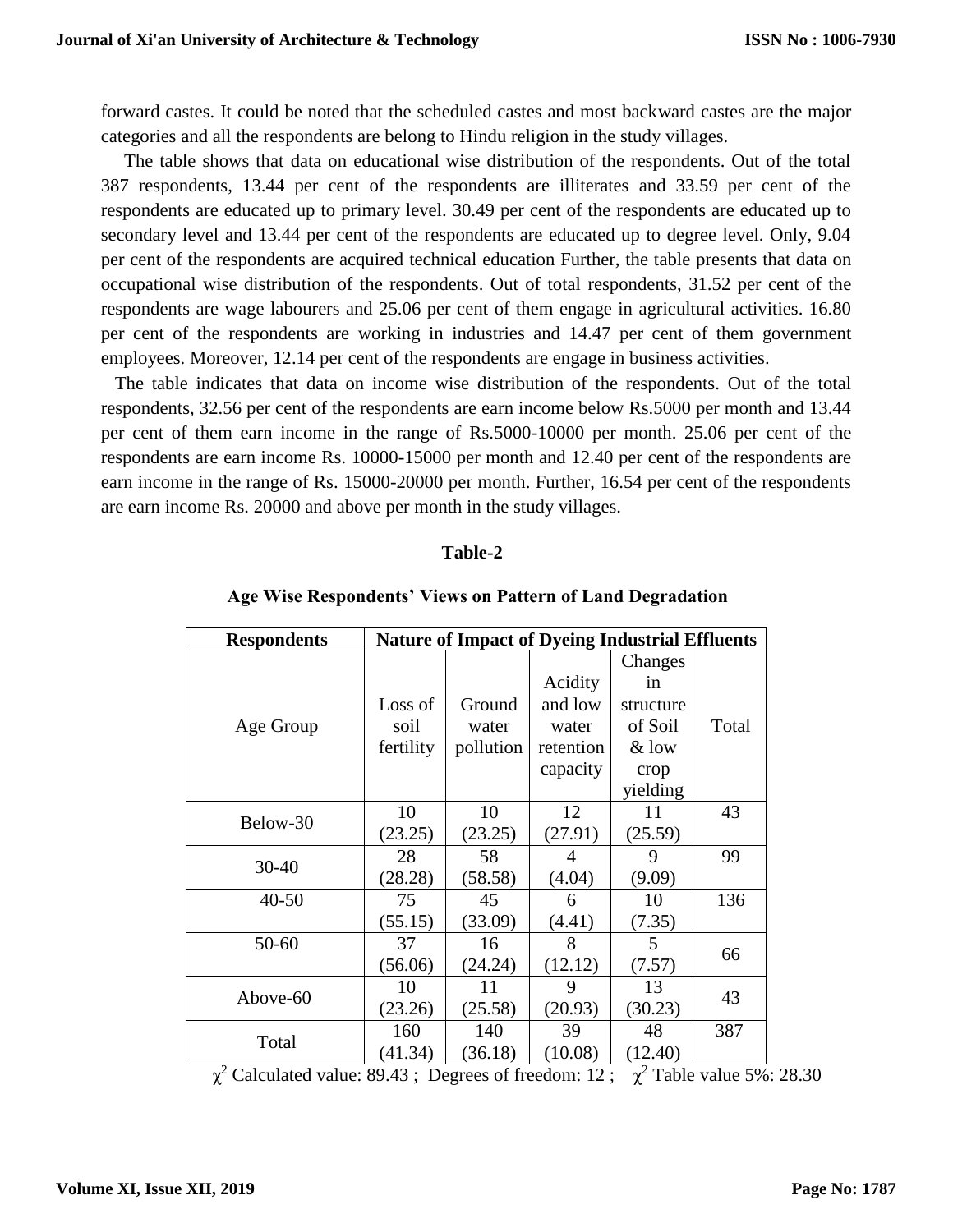forward castes. It could be noted that the scheduled castes and most backward castes are the major categories and all the respondents are belong to Hindu religion in the study villages.

The table shows that data on educational wise distribution of the respondents. Out of the total 387 respondents, 13.44 per cent of the respondents are illiterates and 33.59 per cent of the respondents are educated up to primary level. 30.49 per cent of the respondents are educated up to secondary level and 13.44 per cent of the respondents are educated up to degree level. Only, 9.04 per cent of the respondents are acquired technical education Further, the table presents that data on occupational wise distribution of the respondents. Out of total respondents, 31.52 per cent of the respondents are wage labourers and 25.06 per cent of them engage in agricultural activities. 16.80 per cent of the respondents are working in industries and 14.47 per cent of them government employees. Moreover, 12.14 per cent of the respondents are engage in business activities.

The table indicates that data on income wise distribution of the respondents. Out of the total respondents, 32.56 per cent of the respondents are earn income below Rs.5000 per month and 13.44 per cent of them earn income in the range of Rs.5000-10000 per month. 25.06 per cent of the respondents are earn income Rs. 10000-15000 per month and 12.40 per cent of the respondents are earn income in the range of Rs. 15000-20000 per month. Further, 16.54 per cent of the respondents are earn income Rs. 20000 and above per month in the study villages.

**Table-2**

**Age Wise Respondents' Views on Pattern of Land Degradation**

| **Respondents** | **Nature of Impact of Dyeing Industrial Effluents** | | | | |
|---|---|---|---|---|---|
| Age Group | Loss of soil fertility | Ground water pollution | Acidity and low water retention capacity | Changes in structure of Soil & low crop yielding | Total |
| Below-30 | 10 (23.25) | 10 (23.25) | 12 (27.91) | 11 (25.59) | 43 |
| 30-40 | 28 (28.28) | 58 (58.58) | 4 (4.04) | 9 (9.09) | 99 |
| 40-50 | 75 (55.15) | 45 (33.09) | 6 (4.41) | 10 (7.35) | 136 |
| 50-60 | 37 (56.06) | 16 (24.24) | 8 (12.12) | 5 (7.57) | 66 |
| Above-60 | 10 (23.26) | 11 (25.58) | 9 (20.93) | 13 (30.23) | 43 |
| Total | 160 (41.34) | 140 (36.18) | 39 (10.08) | 48 (12.40) | 387 |

$\chi^2$ Calculated value: 89.43 ; Degrees of freedom: 12 ; $\chi^2$ Table value 5%: 28.30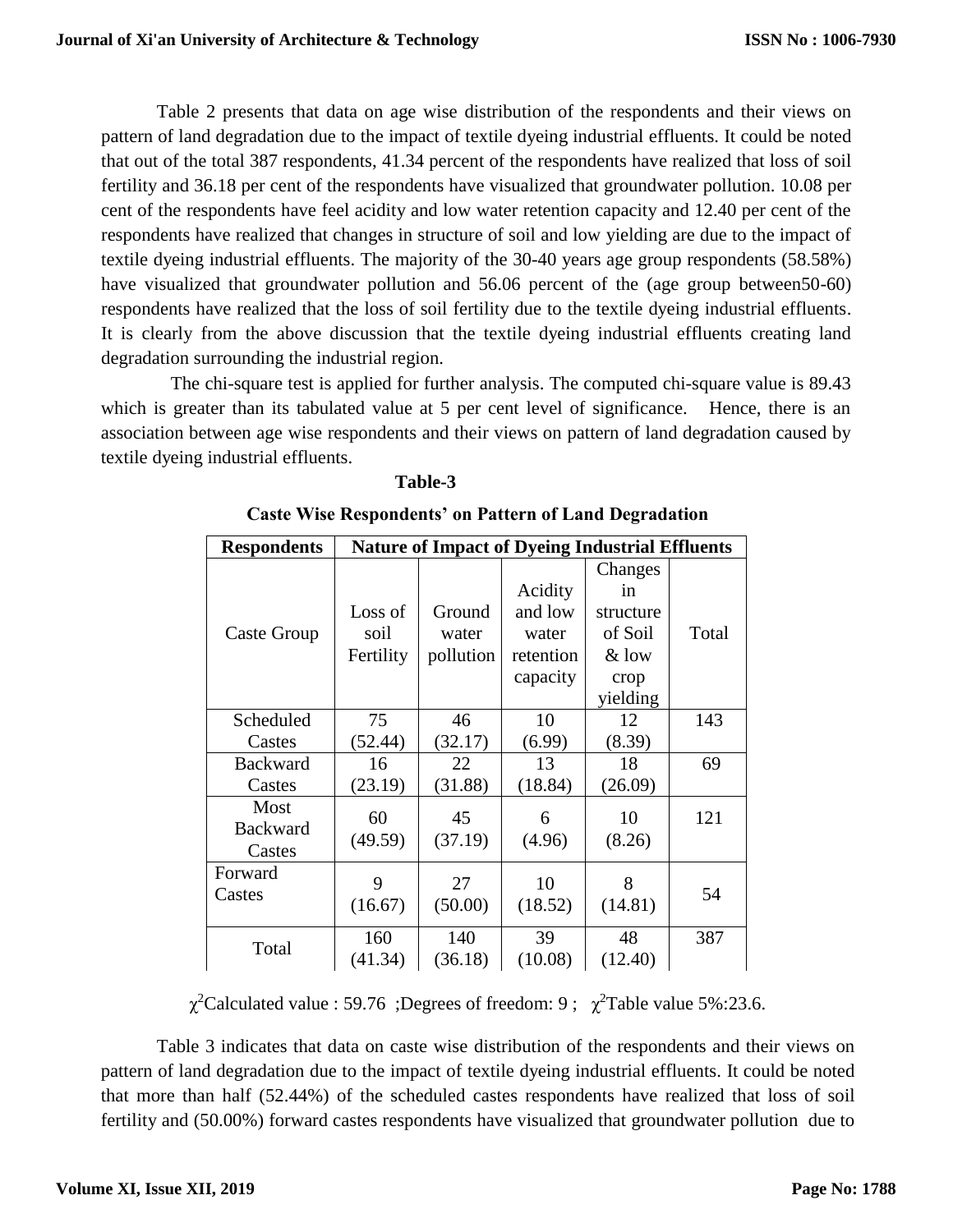Table 2 presents that data on age wise distribution of the respondents and their views on pattern of land degradation due to the impact of textile dyeing industrial effluents. It could be noted that out of the total 387 respondents, 41.34 percent of the respondents have realized that loss of soil fertility and 36.18 per cent of the respondents have visualized that groundwater pollution. 10.08 per cent of the respondents have feel acidity and low water retention capacity and 12.40 per cent of the respondents have realized that changes in structure of soil and low yielding are due to the impact of textile dyeing industrial effluents. The majority of the 30-40 years age group respondents (58.58%) have visualized that groundwater pollution and 56.06 percent of the (age group between50-60) respondents have realized that the loss of soil fertility due to the textile dyeing industrial effluents. It is clearly from the above discussion that the textile dyeing industrial effluents creating land degradation surrounding the industrial region.

The chi-square test is applied for further analysis. The computed chi-square value is 89.43 which is greater than its tabulated value at 5 per cent level of significance. Hence, there is an association between age wise respondents and their views on pattern of land degradation caused by textile dyeing industrial effluents.

**Table-3**

**Caste Wise Respondents' on Pattern of Land Degradation**

| Respondents | Nature of Impact of Dyeing Industrial Effluents | | | | |
|---|---|---|---|---|---|
| Caste Group | Loss of soil Fertility | Ground water pollution | Acidity and low water retention capacity | Changes in structure of Soil & low crop yielding | Total |
| Scheduled Castes | 75 (52.44) | 46 (32.17) | 10 (6.99) | 12 (8.39) | 143 |
| Backward Castes | 16 (23.19) | 22 (31.88) | 13 (18.84) | 18 (26.09) | 69 |
| Most Backward Castes | 60 (49.59) | 45 (37.19) | 6 (4.96) | 10 (8.26) | 121 |
| Forward Castes | 9 (16.67) | 27 (50.00) | 10 (18.52) | 8 (14.81) | 54 |
| Total | 160 (41.34) | 140 (36.18) | 39 (10.08) | 48 (12.40) | 387 |

$\chi^2$Calculated value : 59.76 ;Degrees of freedom: 9 ; $\chi^2$Table value 5%:23.6.

Table 3 indicates that data on caste wise distribution of the respondents and their views on pattern of land degradation due to the impact of textile dyeing industrial effluents. It could be noted that more than half (52.44%) of the scheduled castes respondents have realized that loss of soil fertility and (50.00%) forward castes respondents have visualized that groundwater pollution due to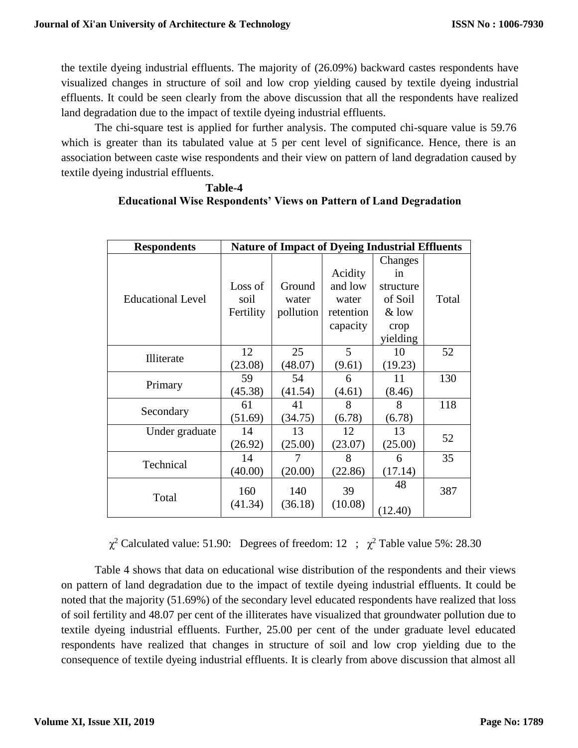the textile dyeing industrial effluents. The majority of (26.09%) backward castes respondents have visualized changes in structure of soil and low crop yielding caused by textile dyeing industrial effluents. It could be seen clearly from the above discussion that all the respondents have realized land degradation due to the impact of textile dyeing industrial effluents.

The chi-square test is applied for further analysis. The computed chi-square value is 59.76 which is greater than its tabulated value at 5 per cent level of significance. Hence, there is an association between caste wise respondents and their view on pattern of land degradation caused by textile dyeing industrial effluents.

**Table-4**

**Educational Wise Respondents' Views on Pattern of Land Degradation**

| Respondents | Nature of Impact of Dyeing Industrial Effluents | | | | |
|---|---|---|---|---|---|
| Educational Level | Loss of soil Fertility | Ground water pollution | Acidity and low water retention capacity | Changes in structure of Soil & low crop yielding | Total |
| Illiterate | 12 (23.08) | 25 (48.07) | 5 (9.61) | 10 (19.23) | 52 |
| Primary | 59 (45.38) | 54 (41.54) | 6 (4.61) | 11 (8.46) | 130 |
| Secondary | 61 (51.69) | 41 (34.75) | 8 (6.78) | 8 (6.78) | 118 |
| Under graduate | 14 (26.92) | 13 (25.00) | 12 (23.07) | 13 (25.00) | 52 |
| Technical | 14 (40.00) | 7 (20.00) | 8 (22.86) | 6 (17.14) | 35 |
| Total | 160 (41.34) | 140 (36.18) | 39 (10.08) | 48 (12.40) | 387 |

$\chi^2$ Calculated value: 51.90: Degrees of freedom: 12 ; $\chi^2$ Table value 5%: 28.30

Table 4 shows that data on educational wise distribution of the respondents and their views on pattern of land degradation due to the impact of textile dyeing industrial effluents. It could be noted that the majority (51.69%) of the secondary level educated respondents have realized that loss of soil fertility and 48.07 per cent of the illiterates have visualized that groundwater pollution due to textile dyeing industrial effluents. Further, 25.00 per cent of the under graduate level educated respondents have realized that changes in structure of soil and low crop yielding due to the consequence of textile dyeing industrial effluents. It is clearly from above discussion that almost all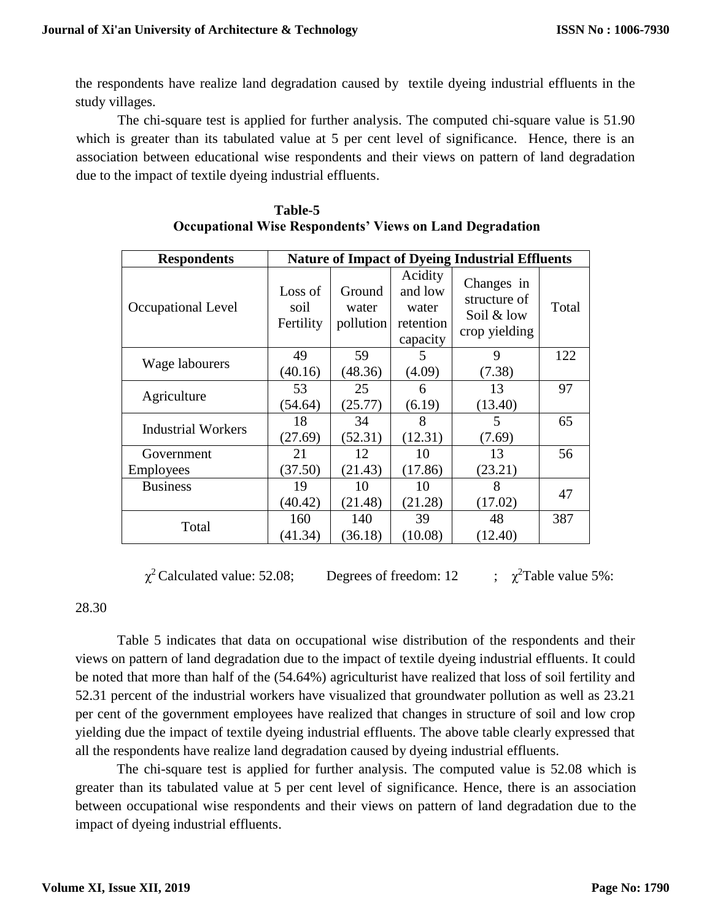the respondents have realize land degradation caused by textile dyeing industrial effluents in the study villages.

The chi-square test is applied for further analysis. The computed chi-square value is 51.90 which is greater than its tabulated value at 5 per cent level of significance. Hence, there is an association between educational wise respondents and their views on pattern of land degradation due to the impact of textile dyeing industrial effluents.

**Table-5**
**Occupational Wise Respondents' Views on Land Degradation**

| Respondents | Nature of Impact of Dyeing Industrial Effluents | | | | |
|---|---|---|---|---|---|
| Occupational Level | Loss of soil Fertility | Ground water pollution | Acidity and low water retention capacity | Changes in structure of Soil & low crop yielding | Total |
| Wage labourers | 49 (40.16) | 59 (48.36) | 5 (4.09) | 9 (7.38) | 122 |
| Agriculture | 53 (54.64) | 25 (25.77) | 6 (6.19) | 13 (13.40) | 97 |
| Industrial Workers | 18 (27.69) | 34 (52.31) | 8 (12.31) | 5 (7.69) | 65 |
| Government Employees | 21 (37.50) | 12 (21.43) | 10 (17.86) | 13 (23.21) | 56 |
| Business | 19 (40.42) | 10 (21.48) | 10 (21.28) | 8 (17.02) | 47 |
| Total | 160 (41.34) | 140 (36.18) | 39 (10.08) | 48 (12.40) | 387 |

$\chi^2$ Calculated value: 52.08; Degrees of freedom: 12 ; $\chi^2$Table value 5%: 28.30

Table 5 indicates that data on occupational wise distribution of the respondents and their views on pattern of land degradation due to the impact of textile dyeing industrial effluents. It could be noted that more than half of the (54.64%) agriculturist have realized that loss of soil fertility and 52.31 percent of the industrial workers have visualized that groundwater pollution as well as 23.21 per cent of the government employees have realized that changes in structure of soil and low crop yielding due the impact of textile dyeing industrial effluents. The above table clearly expressed that all the respondents have realize land degradation caused by dyeing industrial effluents.

The chi-square test is applied for further analysis. The computed value is 52.08 which is greater than its tabulated value at 5 per cent level of significance. Hence, there is an association between occupational wise respondents and their views on pattern of land degradation due to the impact of dyeing industrial effluents.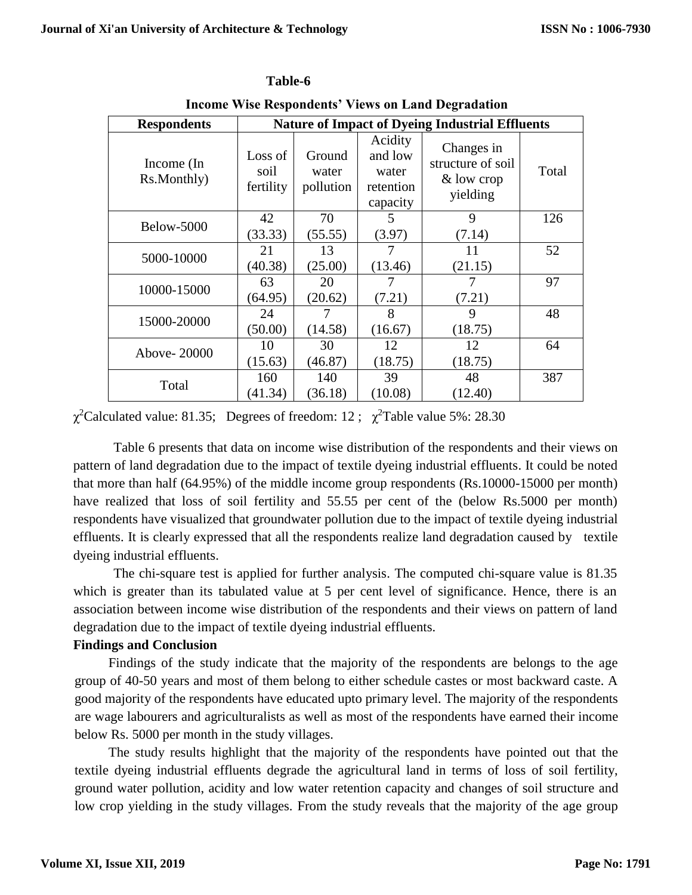**Table-6**

**Income Wise Respondents' Views on Land Degradation**

| **Respondents** | **Nature of Impact of Dyeing Industrial Effluents** | | | | |
|---|---|---|---|---|---|
| Income (In Rs.Monthly) | Loss of soil fertility | Ground water pollution | Acidity and low water retention capacity | Changes in structure of soil & low crop yielding | Total |
| Below-5000 | 42 (33.33) | 70 (55.55) | 5 (3.97) | 9 (7.14) | 126 |
| 5000-10000 | 21 (40.38) | 13 (25.00) | 7 (13.46) | 11 (21.15) | 52 |
| 10000-15000 | 63 (64.95) | 20 (20.62) | 7 (7.21) | 7 (7.21) | 97 |
| 15000-20000 | 24 (50.00) | 7 (14.58) | 8 (16.67) | 9 (18.75) | 48 |
| Above- 20000 | 10 (15.63) | 30 (46.87) | 12 (18.75) | 12 (18.75) | 64 |
| Total | 160 (41.34) | 140 (36.18) | 39 (10.08) | 48 (12.40) | 387 |

$\chi^2$Calculated value: 81.35; Degrees of freedom: 12 ; $\chi^2$Table value 5%: 28.30

Table 6 presents that data on income wise distribution of the respondents and their views on pattern of land degradation due to the impact of textile dyeing industrial effluents. It could be noted that more than half (64.95%) of the middle income group respondents (Rs.10000-15000 per month) have realized that loss of soil fertility and 55.55 per cent of the (below Rs.5000 per month) respondents have visualized that groundwater pollution due to the impact of textile dyeing industrial effluents. It is clearly expressed that all the respondents realize land degradation caused by textile dyeing industrial effluents.

The chi-square test is applied for further analysis. The computed chi-square value is 81.35 which is greater than its tabulated value at 5 per cent level of significance. Hence, there is an association between income wise distribution of the respondents and their views on pattern of land degradation due to the impact of textile dyeing industrial effluents.

**Findings and Conclusion**

Findings of the study indicate that the majority of the respondents are belongs to the age group of 40-50 years and most of them belong to either schedule castes or most backward caste. A good majority of the respondents have educated upto primary level. The majority of the respondents are wage labourers and agriculturalists as well as most of the respondents have earned their income below Rs. 5000 per month in the study villages.

The study results highlight that the majority of the respondents have pointed out that the textile dyeing industrial effluents degrade the agricultural land in terms of loss of soil fertility, ground water pollution, acidity and low water retention capacity and changes of soil structure and low crop yielding in the study villages. From the study reveals that the majority of the age group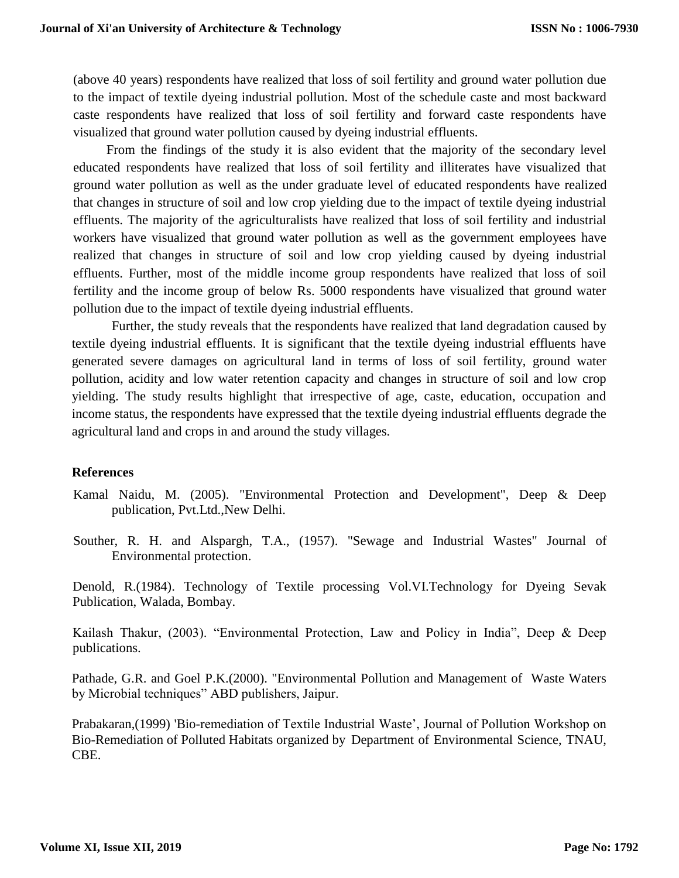(above 40 years) respondents have realized that loss of soil fertility and ground water pollution due to the impact of textile dyeing industrial pollution. Most of the schedule caste and most backward caste respondents have realized that loss of soil fertility and forward caste respondents have visualized that ground water pollution caused by dyeing industrial effluents.

From the findings of the study it is also evident that the majority of the secondary level educated respondents have realized that loss of soil fertility and illiterates have visualized that ground water pollution as well as the under graduate level of educated respondents have realized that changes in structure of soil and low crop yielding due to the impact of textile dyeing industrial effluents. The majority of the agriculturalists have realized that loss of soil fertility and industrial workers have visualized that ground water pollution as well as the government employees have realized that changes in structure of soil and low crop yielding caused by dyeing industrial effluents. Further, most of the middle income group respondents have realized that loss of soil fertility and the income group of below Rs. 5000 respondents have visualized that ground water pollution due to the impact of textile dyeing industrial effluents.

Further, the study reveals that the respondents have realized that land degradation caused by textile dyeing industrial effluents. It is significant that the textile dyeing industrial effluents have generated severe damages on agricultural land in terms of loss of soil fertility, ground water pollution, acidity and low water retention capacity and changes in structure of soil and low crop yielding. The study results highlight that irrespective of age, caste, education, occupation and income status, the respondents have expressed that the textile dyeing industrial effluents degrade the agricultural land and crops in and around the study villages.

## References

Kamal Naidu, M. (2005). "Environmental Protection and Development", Deep & Deep publication, Pvt.Ltd.,New Delhi.

Souther, R. H. and Alspargh, T.A., (1957). "Sewage and Industrial Wastes" Journal of Environmental protection.

Denold, R.(1984). Technology of Textile processing Vol.VI.Technology for Dyeing Sevak Publication, Walada, Bombay.

Kailash Thakur, (2003). "Environmental Protection, Law and Policy in India", Deep & Deep publications.

Pathade, G.R. and Goel P.K.(2000). "Environmental Pollution and Management of Waste Waters by Microbial techniques" ABD publishers, Jaipur.

Prabakaran,(1999) 'Bio-remediation of Textile Industrial Waste', Journal of Pollution Workshop on Bio-Remediation of Polluted Habitats organized by Department of Environmental Science, TNAU, CBE.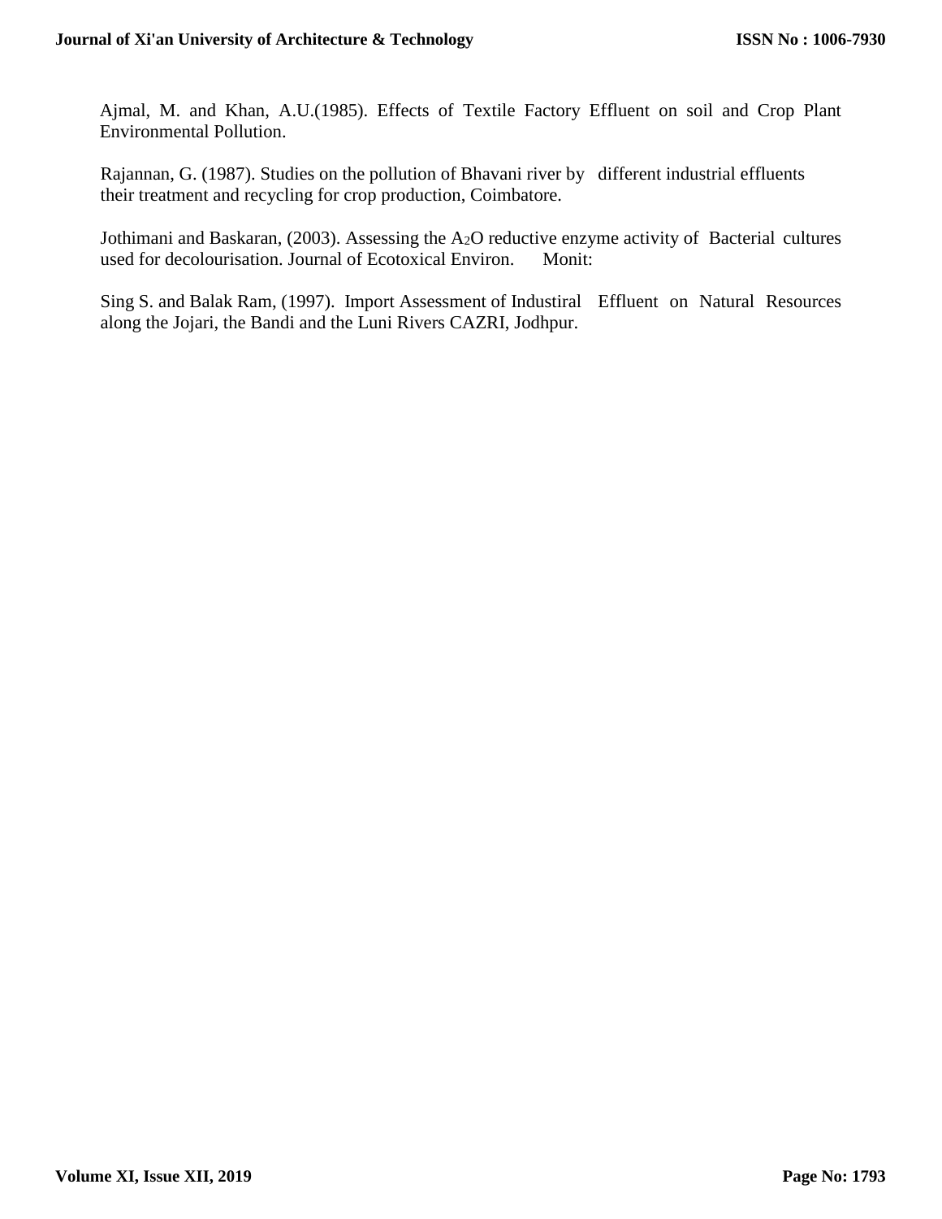Ajmal, M. and Khan, A.U.(1985). Effects of Textile Factory Effluent on soil and Crop Plant Environmental Pollution.

Rajannan, G. (1987). Studies on the pollution of Bhavani river by different industrial effluents their treatment and recycling for crop production, Coimbatore.

Jothimani and Baskaran, (2003). Assessing the $A_2O$ reductive enzyme activity of Bacterial cultures used for decolourisation. Journal of Ecotoxical Environ. Monit:

Sing S. and Balak Ram, (1997). Import Assessment of Industiral Effluent on Natural Resources along the Jojari, the Bandi and the Luni Rivers CAZRI, Jodhpur.